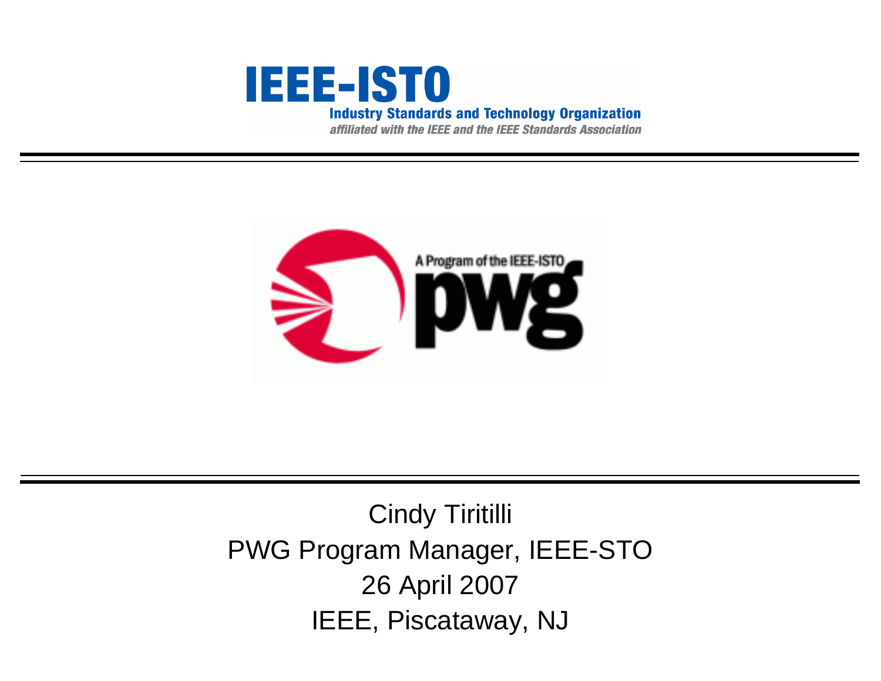IEEE-ISTO

Industry Standards and Technology Organization

*affiliated with the IEEE and the IEEE Standards Association*

A Program of the IEEE-ISTO

pwg

Cindy Tiritilli

PWG Program Manager, IEEE-STO

26 April 2007

IEEE, Piscataway, NJ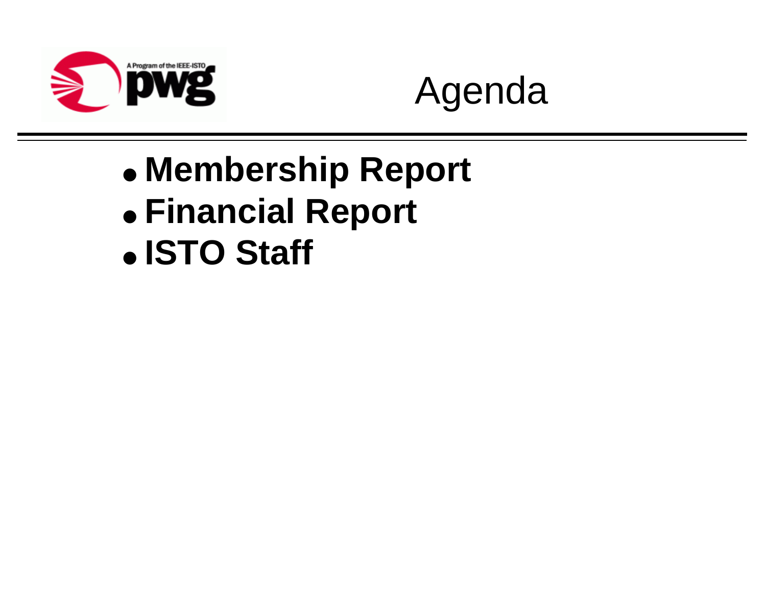# Agenda

- **Membership Report**
- **Financial Report**
- **ISTO Staff**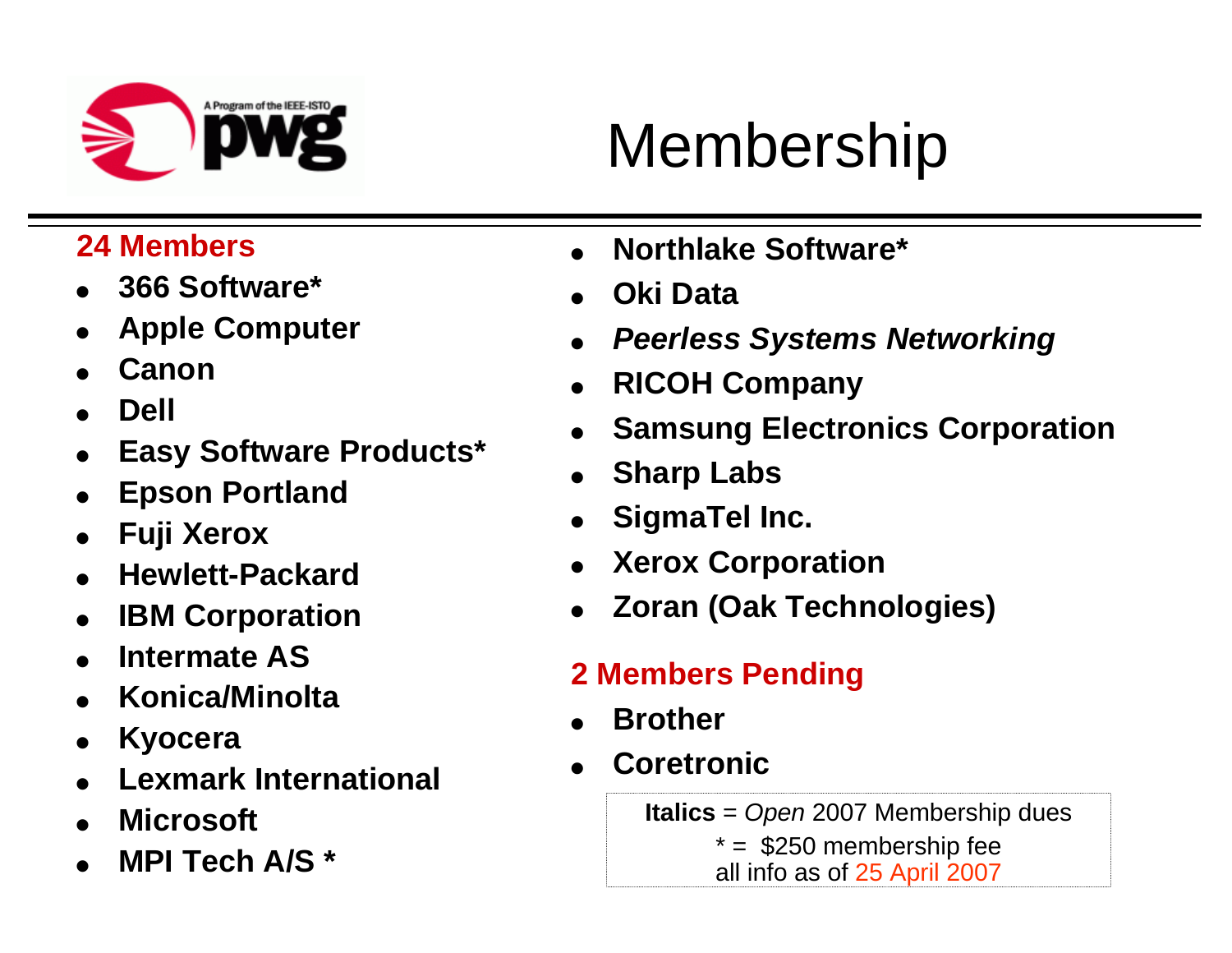# Membership

**24 Members**

- **366 Software***
- **Apple Computer**
- **Canon**
- **Dell**
- **Easy Software Products***
- **Epson Portland**
- **Fuji Xerox**
- **Hewlett-Packard**
- **IBM Corporation**
- **Intermate AS**
- **Konica/Minolta**
- **Kyocera**
- **Lexmark International**
- **Microsoft**
- **MPI Tech A/S ***
- **Northlake Software***
- **Oki Data**
- ***Peerless Systems Networking***
- **RICOH Company**
- **Samsung Electronics Corporation**
- **Sharp Labs**
- **SigmaTel Inc.**
- **Xerox Corporation**
- **Zoran (Oak Technologies)**

**2 Members Pending**

- **Brother**
- **Coretronic**

**Italics** = *Open* 2007 Membership dues
* = $250 membership fee
all info as of 25 April 2007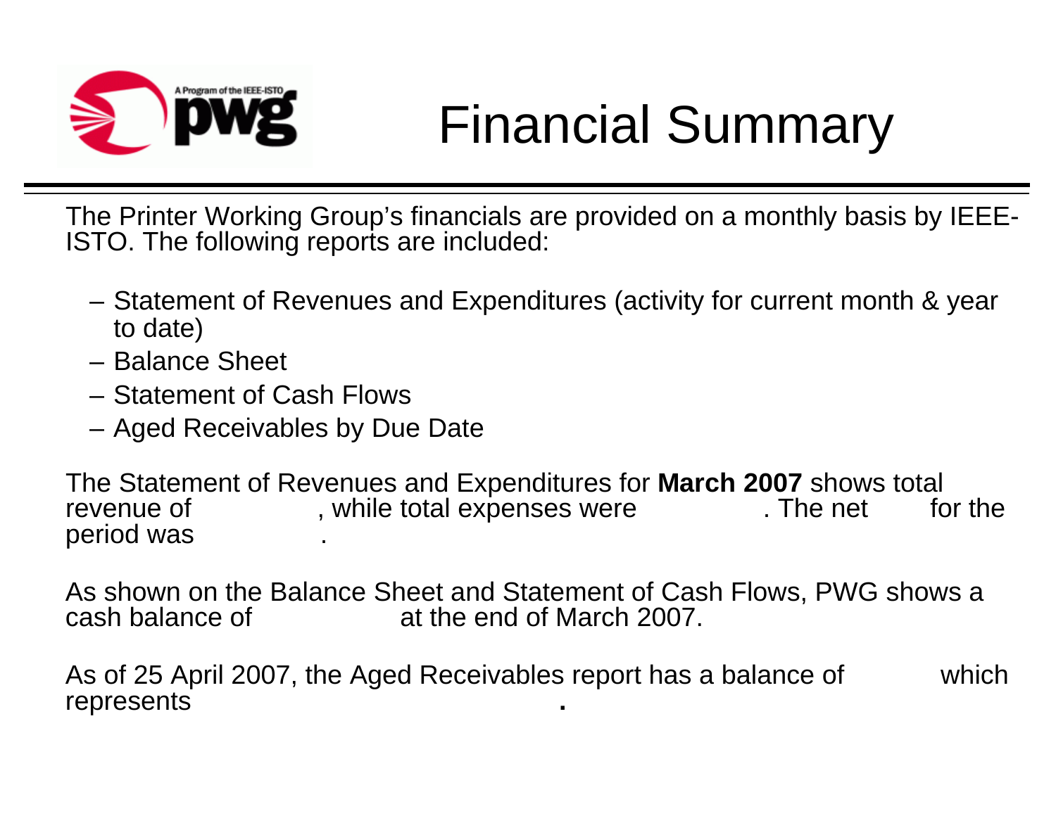# Financial Summary

The Printer Working Group's financials are provided on a monthly basis by IEEE-ISTO. The following reports are included:

- Statement of Revenues and Expenditures (activity for current month & year to date)
- Balance Sheet
- Statement of Cash Flows
- Aged Receivables by Due Date

The Statement of Revenues and Expenditures for **March 2007** shows total revenue of , while total expenses were . The net for the period was .

As shown on the Balance Sheet and Statement of Cash Flows, PWG shows a cash balance of at the end of March 2007.

As of 25 April 2007, the Aged Receivables report has a balance of which represents **.**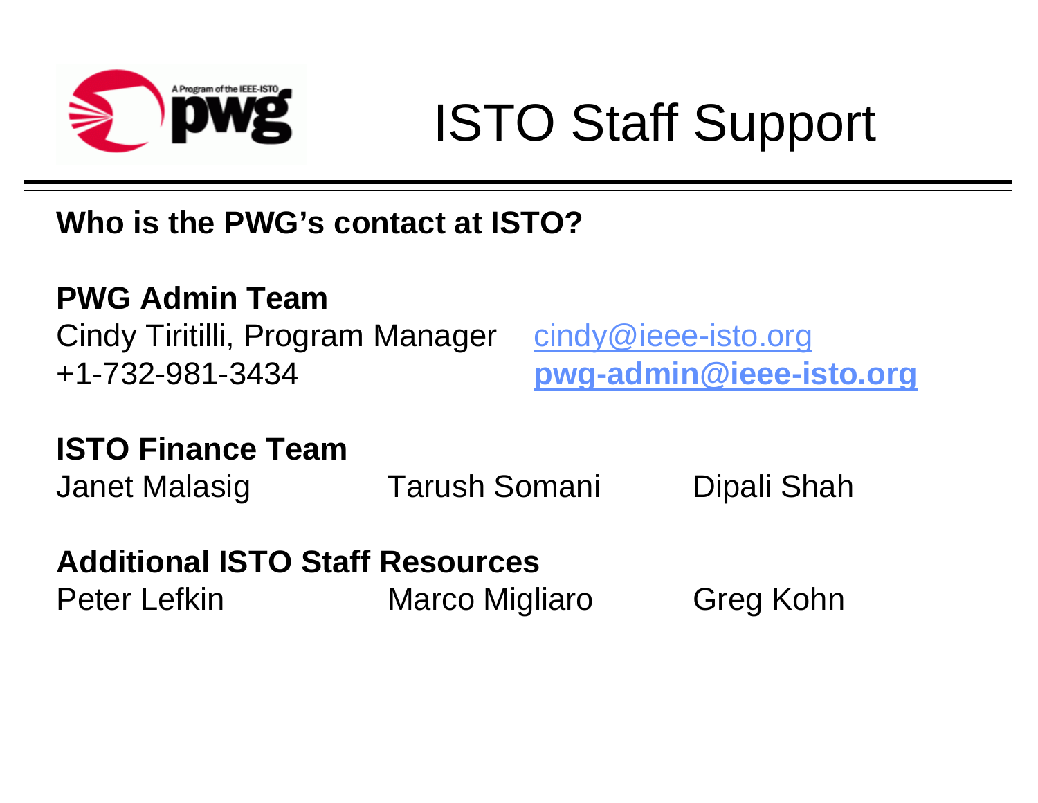# ISTO Staff Support

**Who is the PWG's contact at ISTO?**

**PWG Admin Team**

Cindy Tiritilli, Program Manager cindy@ieee-isto.org
+1-732-981-3434 **pwg-admin@ieee-isto.org**

**ISTO Finance Team**

Janet Malasig Tarush Somani Dipali Shah

**Additional ISTO Staff Resources**

Peter Lefkin Marco Migliaro Greg Kohn